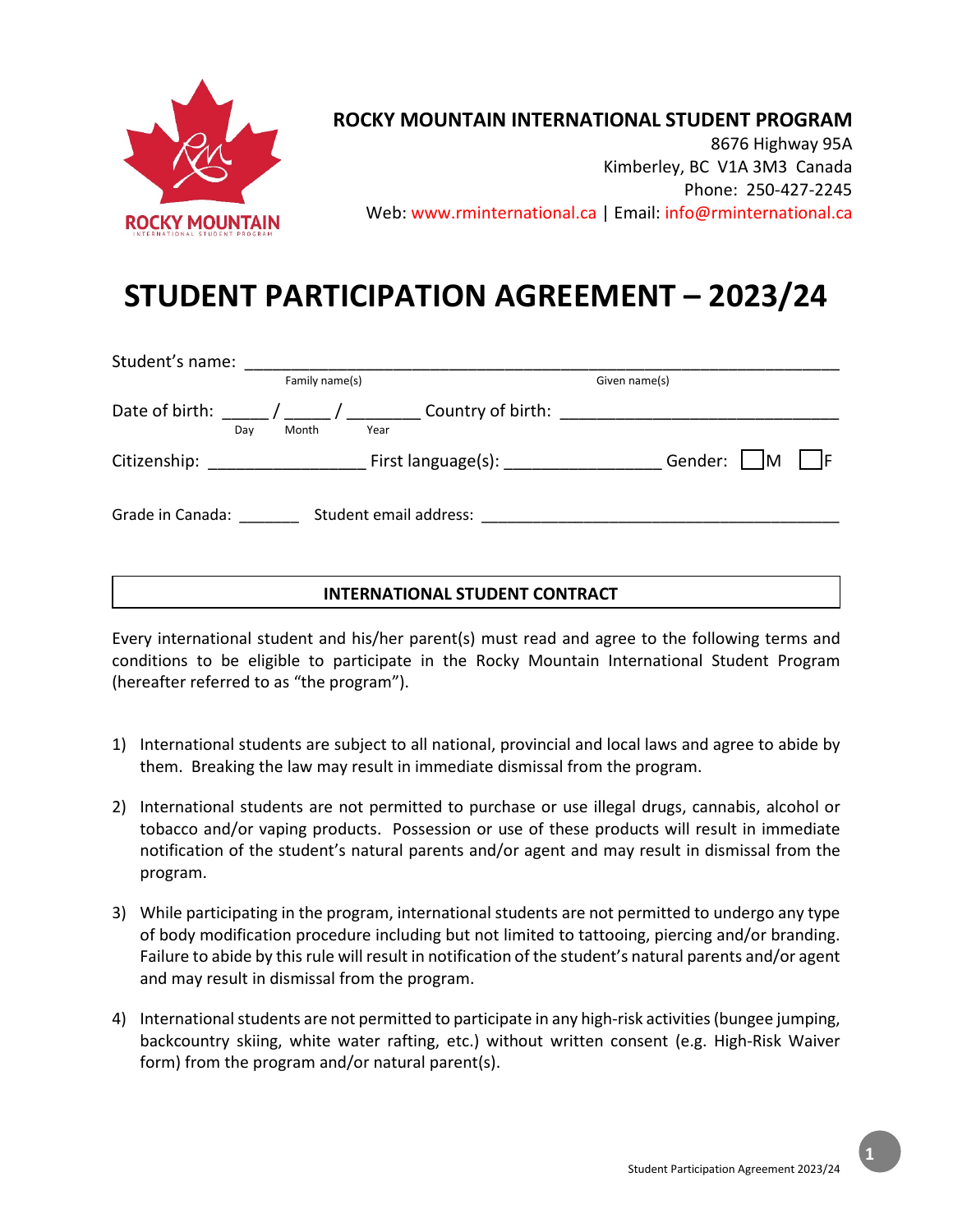**ROCKY MOUNTAIN INTERNATIONAL STUDENT PROGRAM**
8676 Highway 95A
Kimberley, BC V1A 3M3 Canada
Phone: 250-427-2245
Web: www.rminternational.ca | Email: info@rminternational.ca

# STUDENT PARTICIPATION AGREEMENT – 2023/24

Student's name: ________________________________________________________________
Family name(s) Given name(s)

Date of birth: _____ / _____ / ________ Country of birth: ______________________________
Day Month Year

Citizenship: _________________ First language(s): _________________ Gender: ☐M ☐F

Grade in Canada: _______ Student email address: ________________________________________

## INTERNATIONAL STUDENT CONTRACT

Every international student and his/her parent(s) must read and agree to the following terms and conditions to be eligible to participate in the Rocky Mountain International Student Program (hereafter referred to as "the program").

1) International students are subject to all national, provincial and local laws and agree to abide by them. Breaking the law may result in immediate dismissal from the program.

2) International students are not permitted to purchase or use illegal drugs, cannabis, alcohol or tobacco and/or vaping products. Possession or use of these products will result in immediate notification of the student's natural parents and/or agent and may result in dismissal from the program.

3) While participating in the program, international students are not permitted to undergo any type of body modification procedure including but not limited to tattooing, piercing and/or branding. Failure to abide by this rule will result in notification of the student's natural parents and/or agent and may result in dismissal from the program.

4) International students are not permitted to participate in any high-risk activities (bungee jumping, backcountry skiing, white water rafting, etc.) without written consent (e.g. High-Risk Waiver form) from the program and/or natural parent(s).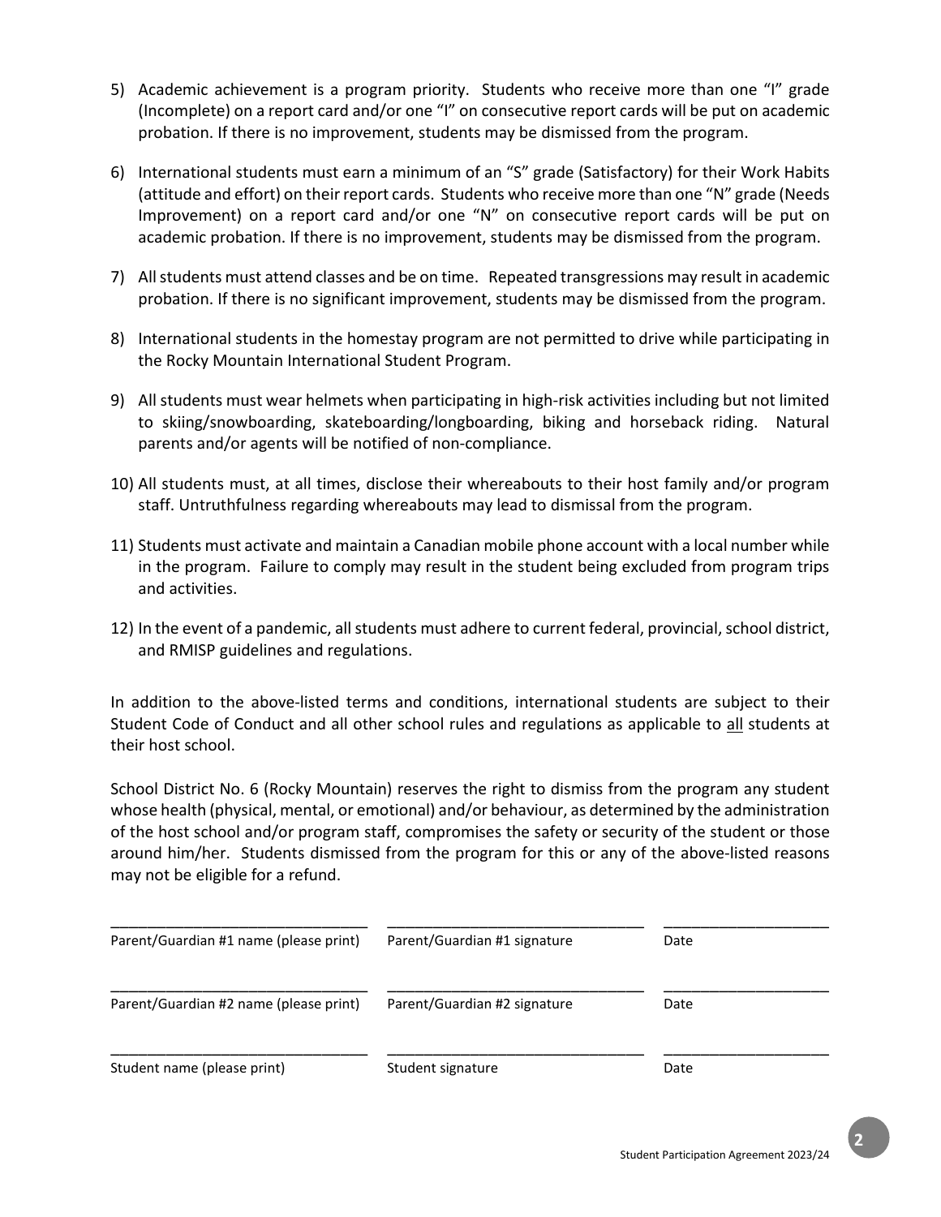5) Academic achievement is a program priority. Students who receive more than one "I" grade (Incomplete) on a report card and/or one "I" on consecutive report cards will be put on academic probation. If there is no improvement, students may be dismissed from the program.

6) International students must earn a minimum of an "S" grade (Satisfactory) for their Work Habits (attitude and effort) on their report cards. Students who receive more than one "N" grade (Needs Improvement) on a report card and/or one "N" on consecutive report cards will be put on academic probation. If there is no improvement, students may be dismissed from the program.

7) All students must attend classes and be on time. Repeated transgressions may result in academic probation. If there is no significant improvement, students may be dismissed from the program.

8) International students in the homestay program are not permitted to drive while participating in the Rocky Mountain International Student Program.

9) All students must wear helmets when participating in high-risk activities including but not limited to skiing/snowboarding, skateboarding/longboarding, biking and horseback riding. Natural parents and/or agents will be notified of non-compliance.

10) All students must, at all times, disclose their whereabouts to their host family and/or program staff. Untruthfulness regarding whereabouts may lead to dismissal from the program.

11) Students must activate and maintain a Canadian mobile phone account with a local number while in the program. Failure to comply may result in the student being excluded from program trips and activities.

12) In the event of a pandemic, all students must adhere to current federal, provincial, school district, and RMISP guidelines and regulations.

In addition to the above-listed terms and conditions, international students are subject to their Student Code of Conduct and all other school rules and regulations as applicable to all students at their host school.

School District No. 6 (Rocky Mountain) reserves the right to dismiss from the program any student whose health (physical, mental, or emotional) and/or behaviour, as determined by the administration of the host school and/or program staff, compromises the safety or security of the student or those around him/her. Students dismissed from the program for this or any of the above-listed reasons may not be eligible for a refund.

| ______________________________ | ______________________________ | ____________________ |
|---|---|---|
| Parent/Guardian #1 name (please print) | Parent/Guardian #1 signature | Date |
| ______________________________ | ______________________________ | ____________________ |
| Parent/Guardian #2 name (please print) | Parent/Guardian #2 signature | Date |
| ______________________________ | ______________________________ | ____________________ |
| Student name (please print) | Student signature | Date |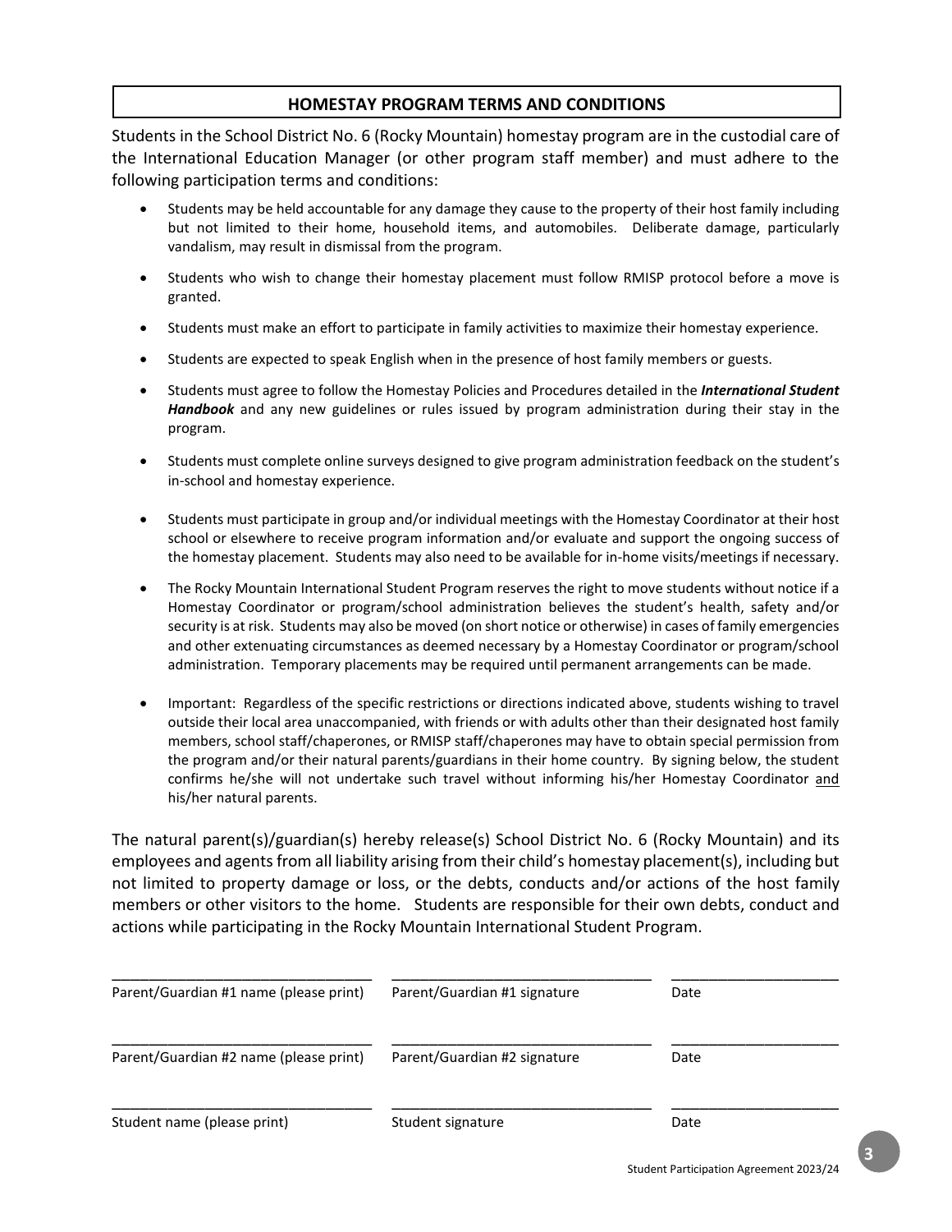## HOMESTAY PROGRAM TERMS AND CONDITIONS

Students in the School District No. 6 (Rocky Mountain) homestay program are in the custodial care of the International Education Manager (or other program staff member) and must adhere to the following participation terms and conditions:

- Students may be held accountable for any damage they cause to the property of their host family including but not limited to their home, household items, and automobiles. Deliberate damage, particularly vandalism, may result in dismissal from the program.
- Students who wish to change their homestay placement must follow RMISP protocol before a move is granted.
- Students must make an effort to participate in family activities to maximize their homestay experience.
- Students are expected to speak English when in the presence of host family members or guests.
- Students must agree to follow the Homestay Policies and Procedures detailed in the ***International Student Handbook*** and any new guidelines or rules issued by program administration during their stay in the program.
- Students must complete online surveys designed to give program administration feedback on the student's in-school and homestay experience.
- Students must participate in group and/or individual meetings with the Homestay Coordinator at their host school or elsewhere to receive program information and/or evaluate and support the ongoing success of the homestay placement. Students may also need to be available for in-home visits/meetings if necessary.
- The Rocky Mountain International Student Program reserves the right to move students without notice if a Homestay Coordinator or program/school administration believes the student's health, safety and/or security is at risk. Students may also be moved (on short notice or otherwise) in cases of family emergencies and other extenuating circumstances as deemed necessary by a Homestay Coordinator or program/school administration. Temporary placements may be required until permanent arrangements can be made.
- Important: Regardless of the specific restrictions or directions indicated above, students wishing to travel outside their local area unaccompanied, with friends or with adults other than their designated host family members, school staff/chaperones, or RMISP staff/chaperones may have to obtain special permission from the program and/or their natural parents/guardians in their home country. By signing below, the student confirms he/she will not undertake such travel without informing his/her Homestay Coordinator <u>and</u> his/her natural parents.

The natural parent(s)/guardian(s) hereby release(s) School District No. 6 (Rocky Mountain) and its employees and agents from all liability arising from their child's homestay placement(s), including but not limited to property damage or loss, or the debts, conducts and/or actions of the host family members or other visitors to the home. Students are responsible for their own debts, conduct and actions while participating in the Rocky Mountain International Student Program.

| | | |
|---|---|---|
| ______________________________ | ______________________________ | ____________________ |
| Parent/Guardian #1 name (please print) | Parent/Guardian #1 signature | Date |
| ______________________________ | ______________________________ | ____________________ |
| Parent/Guardian #2 name (please print) | Parent/Guardian #2 signature | Date |
| ______________________________ | ______________________________ | ____________________ |
| Student name (please print) | Student signature | Date |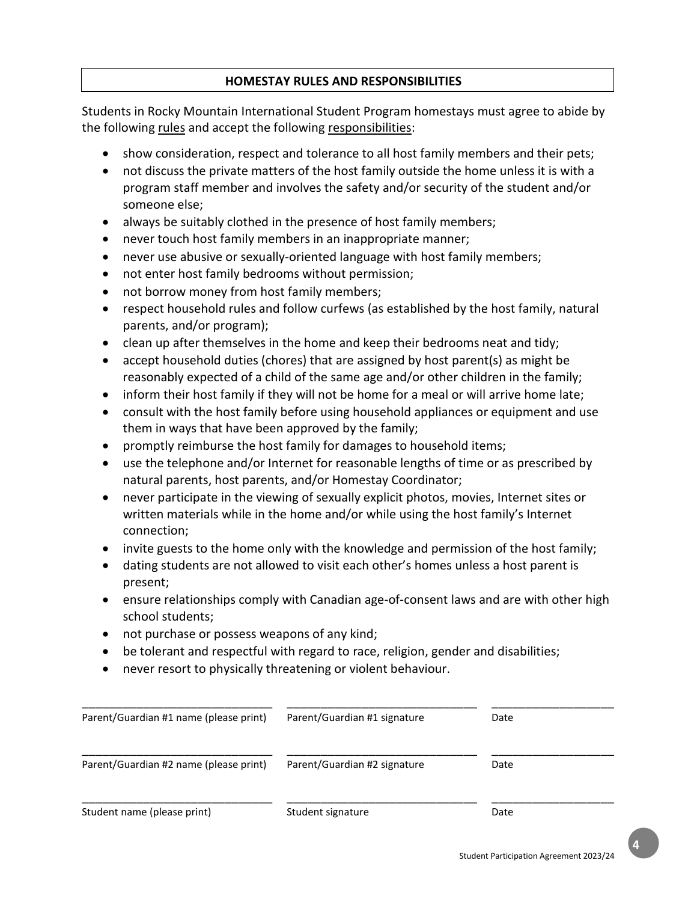## HOMESTAY RULES AND RESPONSIBILITIES

Students in Rocky Mountain International Student Program homestays must agree to abide by the following rules and accept the following responsibilities:

- show consideration, respect and tolerance to all host family members and their pets;
- not discuss the private matters of the host family outside the home unless it is with a program staff member and involves the safety and/or security of the student and/or someone else;
- always be suitably clothed in the presence of host family members;
- never touch host family members in an inappropriate manner;
- never use abusive or sexually-oriented language with host family members;
- not enter host family bedrooms without permission;
- not borrow money from host family members;
- respect household rules and follow curfews (as established by the host family, natural parents, and/or program);
- clean up after themselves in the home and keep their bedrooms neat and tidy;
- accept household duties (chores) that are assigned by host parent(s) as might be reasonably expected of a child of the same age and/or other children in the family;
- inform their host family if they will not be home for a meal or will arrive home late;
- consult with the host family before using household appliances or equipment and use them in ways that have been approved by the family;
- promptly reimburse the host family for damages to household items;
- use the telephone and/or Internet for reasonable lengths of time or as prescribed by natural parents, host parents, and/or Homestay Coordinator;
- never participate in the viewing of sexually explicit photos, movies, Internet sites or written materials while in the home and/or while using the host family's Internet connection;
- invite guests to the home only with the knowledge and permission of the host family;
- dating students are not allowed to visit each other's homes unless a host parent is present;
- ensure relationships comply with Canadian age-of-consent laws and are with other high school students;
- not purchase or possess weapons of any kind;
- be tolerant and respectful with regard to race, religion, gender and disabilities;
- never resort to physically threatening or violent behaviour.

| ______________________________ | ______________________________ | ____________________ |
|---|---|---|
| Parent/Guardian #1 name (please print) | Parent/Guardian #1 signature | Date |
| ______________________________ | ______________________________ | ____________________ |
| Parent/Guardian #2 name (please print) | Parent/Guardian #2 signature | Date |
| ______________________________ | ______________________________ | ____________________ |
| Student name (please print) | Student signature | Date |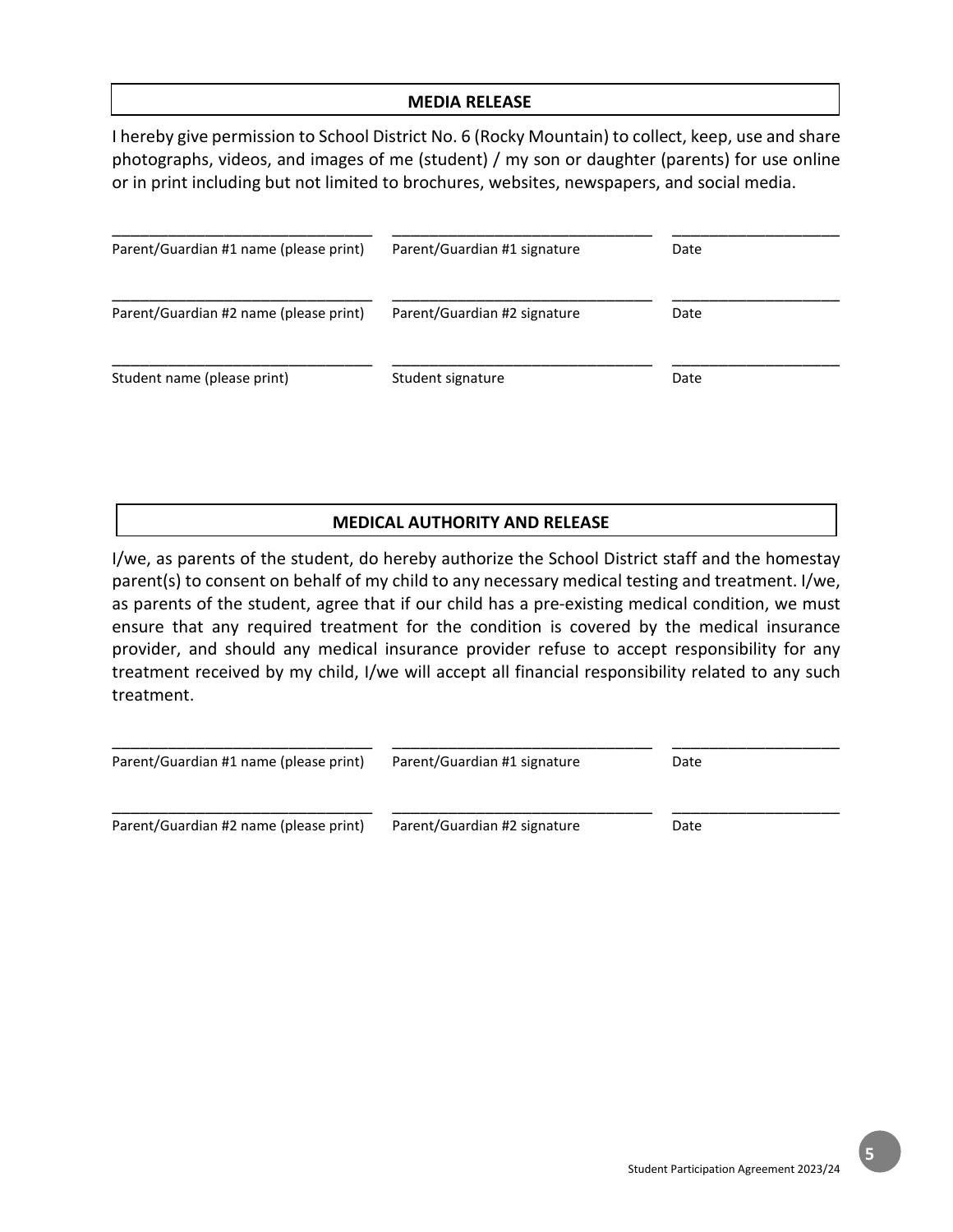## MEDIA RELEASE

I hereby give permission to School District No. 6 (Rocky Mountain) to collect, keep, use and share photographs, videos, and images of me (student) / my son or daughter (parents) for use online or in print including but not limited to brochures, websites, newspapers, and social media.

| ______________________________ | ______________________________ | __________________ |
|---|---|---|
| Parent/Guardian #1 name (please print) | Parent/Guardian #1 signature | Date |
| ______________________________ | ______________________________ | __________________ |
| Parent/Guardian #2 name (please print) | Parent/Guardian #2 signature | Date |
| ______________________________ | ______________________________ | __________________ |
| Student name (please print) | Student signature | Date |

## MEDICAL AUTHORITY AND RELEASE

I/we, as parents of the student, do hereby authorize the School District staff and the homestay parent(s) to consent on behalf of my child to any necessary medical testing and treatment. I/we, as parents of the student, agree that if our child has a pre-existing medical condition, we must ensure that any required treatment for the condition is covered by the medical insurance provider, and should any medical insurance provider refuse to accept responsibility for any treatment received by my child, I/we will accept all financial responsibility related to any such treatment.

| ______________________________ | ______________________________ | __________________ |
|---|---|---|
| Parent/Guardian #1 name (please print) | Parent/Guardian #1 signature | Date |
| ______________________________ | ______________________________ | __________________ |
| Parent/Guardian #2 name (please print) | Parent/Guardian #2 signature | Date |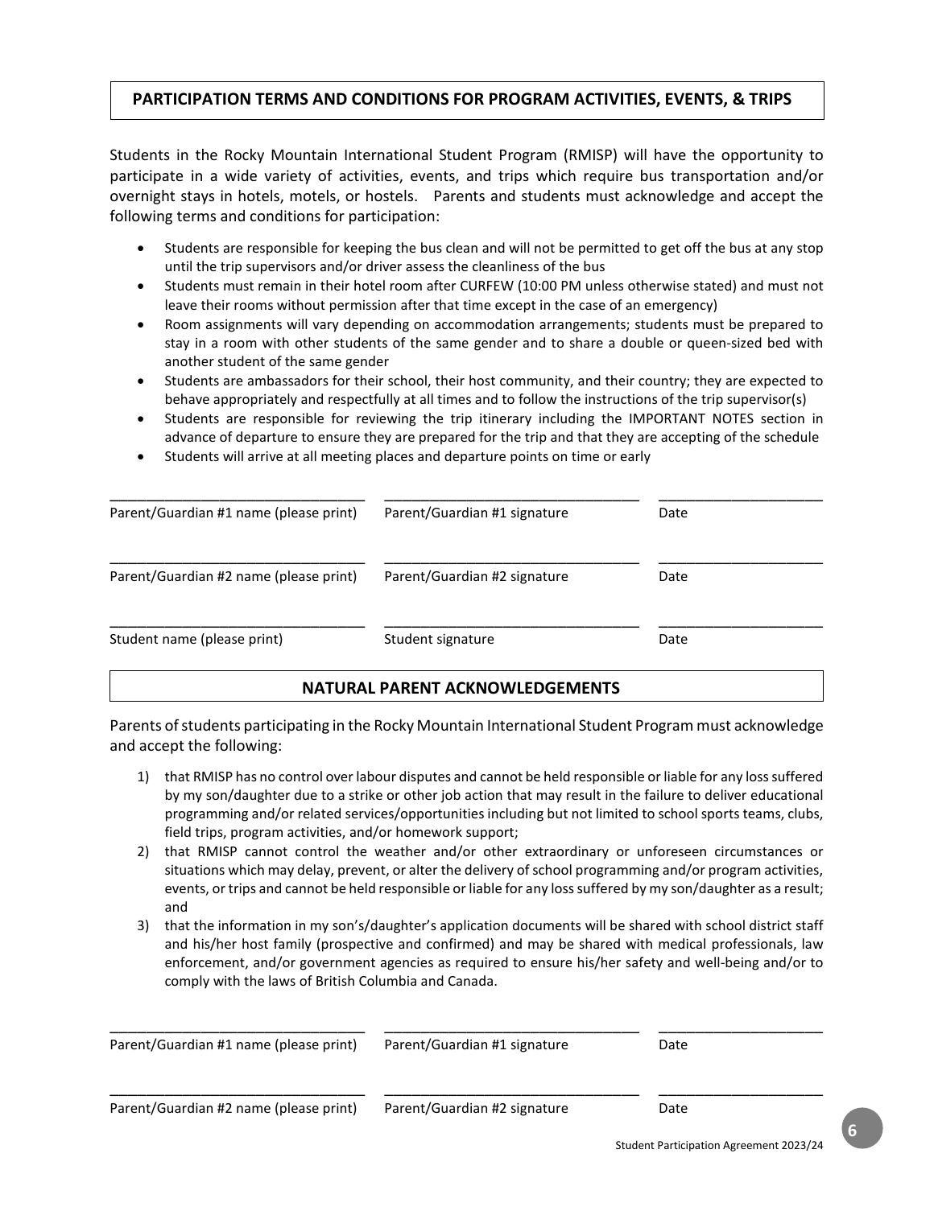## PARTICIPATION TERMS AND CONDITIONS FOR PROGRAM ACTIVITIES, EVENTS, & TRIPS

Students in the Rocky Mountain International Student Program (RMISP) will have the opportunity to participate in a wide variety of activities, events, and trips which require bus transportation and/or overnight stays in hotels, motels, or hostels. Parents and students must acknowledge and accept the following terms and conditions for participation:

- Students are responsible for keeping the bus clean and will not be permitted to get off the bus at any stop until the trip supervisors and/or driver assess the cleanliness of the bus
- Students must remain in their hotel room after CURFEW (10:00 PM unless otherwise stated) and must not leave their rooms without permission after that time except in the case of an emergency)
- Room assignments will vary depending on accommodation arrangements; students must be prepared to stay in a room with other students of the same gender and to share a double or queen-sized bed with another student of the same gender
- Students are ambassadors for their school, their host community, and their country; they are expected to behave appropriately and respectfully at all times and to follow the instructions of the trip supervisor(s)
- Students are responsible for reviewing the trip itinerary including the IMPORTANT NOTES section in advance of departure to ensure they are prepared for the trip and that they are accepting of the schedule
- Students will arrive at all meeting places and departure points on time or early

| ______________________________ | ______________________________ | ____________________ |
|---|---|---|
| Parent/Guardian #1 name (please print) | Parent/Guardian #1 signature | Date |
| ______________________________ | ______________________________ | ____________________ |
| Parent/Guardian #2 name (please print) | Parent/Guardian #2 signature | Date |
| ______________________________ | ______________________________ | ____________________ |
| Student name (please print) | Student signature | Date |

## NATURAL PARENT ACKNOWLEDGEMENTS

Parents of students participating in the Rocky Mountain International Student Program must acknowledge and accept the following:

1) that RMISP has no control over labour disputes and cannot be held responsible or liable for any loss suffered by my son/daughter due to a strike or other job action that may result in the failure to deliver educational programming and/or related services/opportunities including but not limited to school sports teams, clubs, field trips, program activities, and/or homework support;
2) that RMISP cannot control the weather and/or other extraordinary or unforeseen circumstances or situations which may delay, prevent, or alter the delivery of school programming and/or program activities, events, or trips and cannot be held responsible or liable for any loss suffered by my son/daughter as a result; and
3) that the information in my son's/daughter's application documents will be shared with school district staff and his/her host family (prospective and confirmed) and may be shared with medical professionals, law enforcement, and/or government agencies as required to ensure his/her safety and well-being and/or to comply with the laws of British Columbia and Canada.

| ______________________________ | ______________________________ | ____________________ |
|---|---|---|
| Parent/Guardian #1 name (please print) | Parent/Guardian #1 signature | Date |
| ______________________________ | ______________________________ | ____________________ |
| Parent/Guardian #2 name (please print) | Parent/Guardian #2 signature | Date |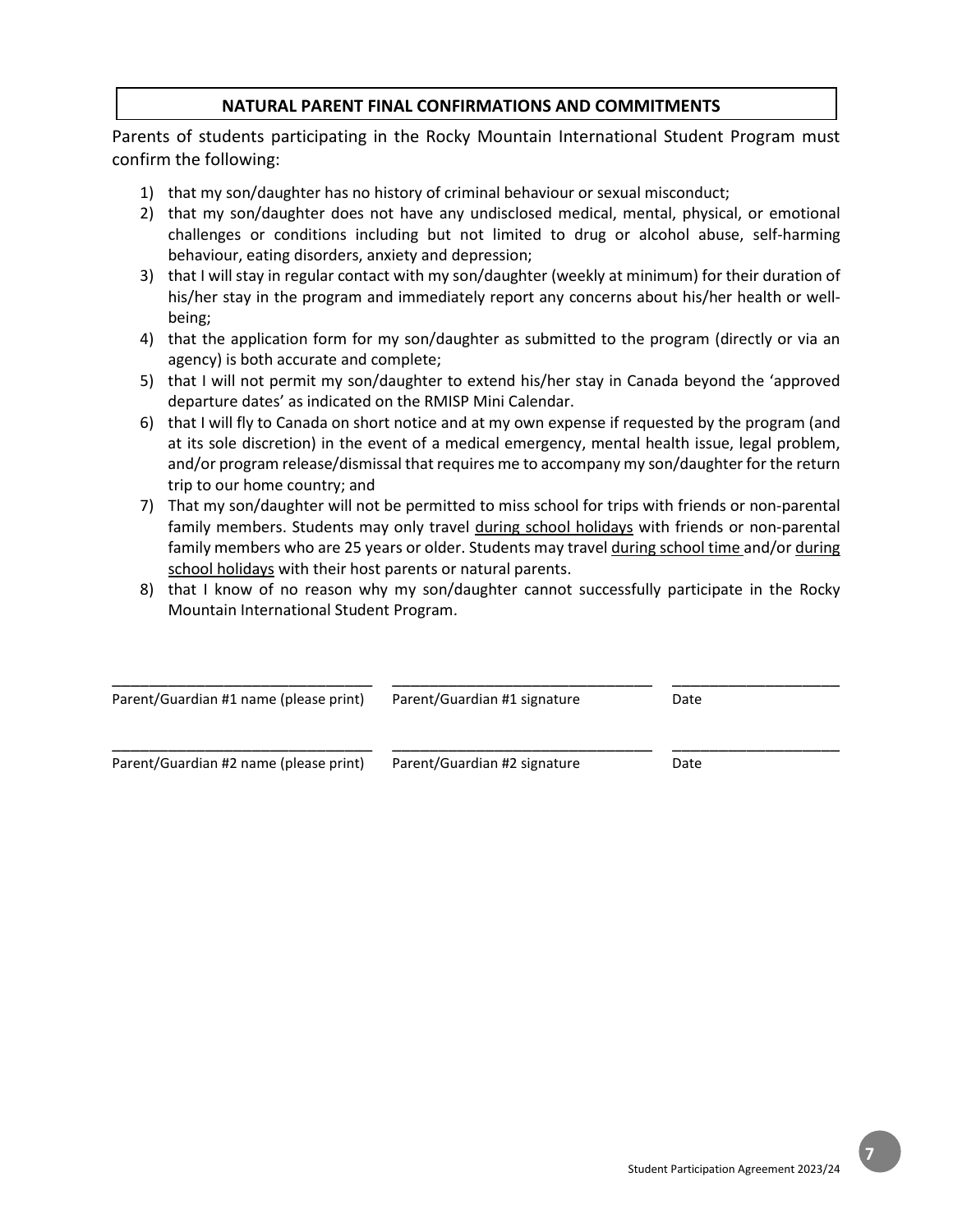## NATURAL PARENT FINAL CONFIRMATIONS AND COMMITMENTS

Parents of students participating in the Rocky Mountain International Student Program must confirm the following:

1) that my son/daughter has no history of criminal behaviour or sexual misconduct;
2) that my son/daughter does not have any undisclosed medical, mental, physical, or emotional challenges or conditions including but not limited to drug or alcohol abuse, self-harming behaviour, eating disorders, anxiety and depression;
3) that I will stay in regular contact with my son/daughter (weekly at minimum) for their duration of his/her stay in the program and immediately report any concerns about his/her health or well-being;
4) that the application form for my son/daughter as submitted to the program (directly or via an agency) is both accurate and complete;
5) that I will not permit my son/daughter to extend his/her stay in Canada beyond the 'approved departure dates' as indicated on the RMISP Mini Calendar.
6) that I will fly to Canada on short notice and at my own expense if requested by the program (and at its sole discretion) in the event of a medical emergency, mental health issue, legal problem, and/or program release/dismissal that requires me to accompany my son/daughter for the return trip to our home country; and
7) That my son/daughter will not be permitted to miss school for trips with friends or non-parental family members. Students may only travel <u>during school holidays</u> with friends or non-parental family members who are 25 years or older. Students may travel <u>during school time</u> and/or <u>during school holidays</u> with their host parents or natural parents.
8) that I know of no reason why my son/daughter cannot successfully participate in the Rocky Mountain International Student Program.

| ________________________________ | ________________________________ | ____________________ |
|---|---|---|
| Parent/Guardian #1 name (please print) | Parent/Guardian #1 signature | Date |
| ________________________________ | ________________________________ | ____________________ |
| Parent/Guardian #2 name (please print) | Parent/Guardian #2 signature | Date |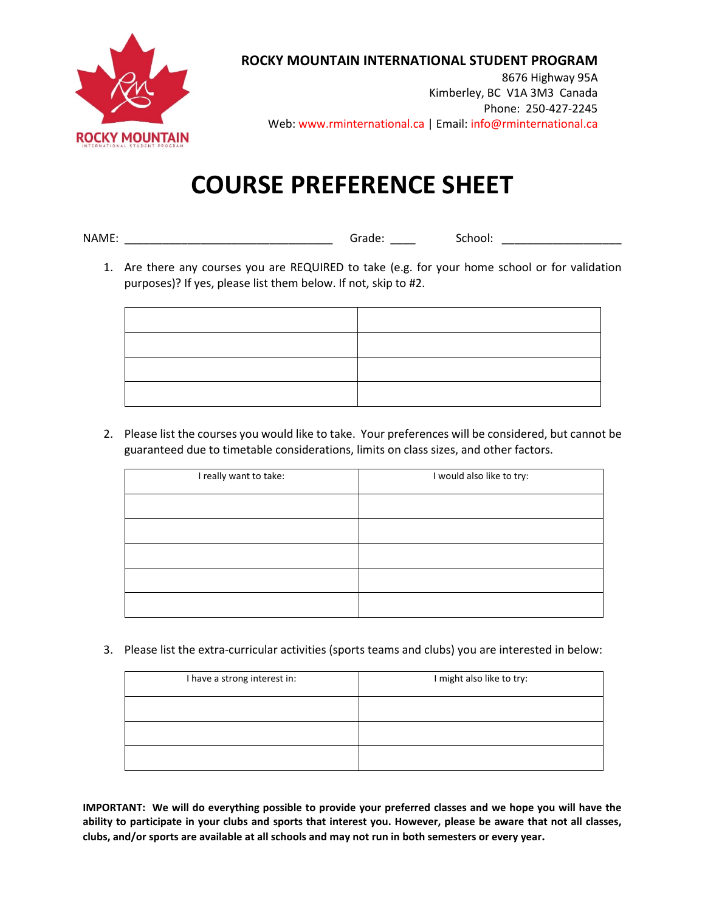**ROCKY MOUNTAIN INTERNATIONAL STUDENT PROGRAM**

8676 Highway 95A
Kimberley, BC V1A 3M3 Canada
Phone: 250-427-2245
Web: www.rminternational.ca | Email: info@rminternational.ca

# COURSE PREFERENCE SHEET

NAME: _________________________________ Grade: ____ School: ___________________

1. Are there any courses you are REQUIRED to take (e.g. for your home school or for validation purposes)? If yes, please list them below. If not, skip to #2.

| | |
|---|---|
| | |
| | |
| | |
| | |

2. Please list the courses you would like to take. Your preferences will be considered, but cannot be guaranteed due to timetable considerations, limits on class sizes, and other factors.

| I really want to take: | I would also like to try: |
|---|---|
| | |
| | |
| | |
| | |
| | |

3. Please list the extra-curricular activities (sports teams and clubs) you are interested in below:

| I have a strong interest in: | I might also like to try: |
|---|---|
| | |
| | |
| | |

**IMPORTANT: We will do everything possible to provide your preferred classes and we hope you will have the ability to participate in your clubs and sports that interest you. However, please be aware that not all classes, clubs, and/or sports are available at all schools and may not run in both semesters or every year.**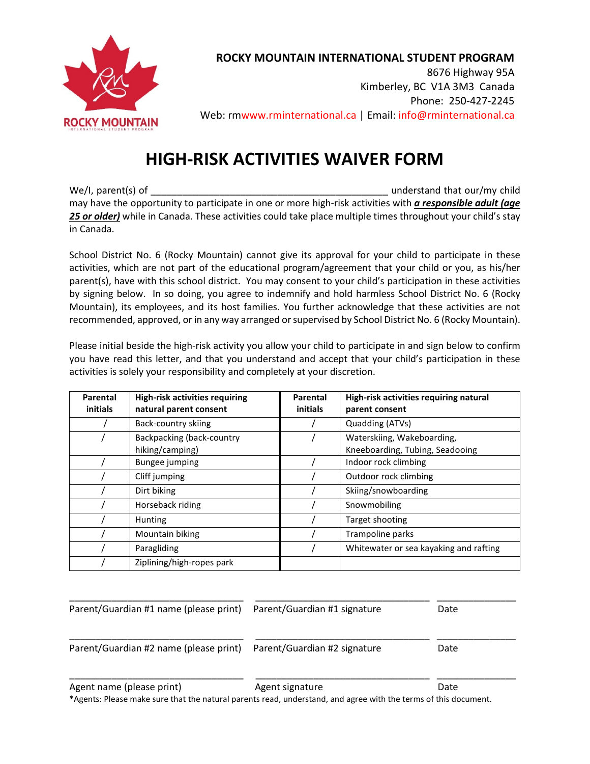**ROCKY MOUNTAIN INTERNATIONAL STUDENT PROGRAM**
8676 Highway 95A
Kimberley, BC V1A 3M3 Canada
Phone: 250-427-2245
Web: rmwww.rminternational.ca | Email: info@rminternational.ca

# HIGH-RISK ACTIVITIES WAIVER FORM

We/I, parent(s) of _____________________________________________ understand that our/my child may have the opportunity to participate in one or more high-risk activities with ***a responsible adult (age 25 or older)*** while in Canada. These activities could take place multiple times throughout your child's stay in Canada.

School District No. 6 (Rocky Mountain) cannot give its approval for your child to participate in these activities, which are not part of the educational program/agreement that your child or you, as his/her parent(s), have with this school district. You may consent to your child's participation in these activities by signing below. In so doing, you agree to indemnify and hold harmless School District No. 6 (Rocky Mountain), its employees, and its host families. You further acknowledge that these activities are not recommended, approved, or in any way arranged or supervised by School District No. 6 (Rocky Mountain).

Please initial beside the high-risk activity you allow your child to participate in and sign below to confirm you have read this letter, and that you understand and accept that your child's participation in these activities is solely your responsibility and completely at your discretion.

| Parental initials | High-risk activities requiring natural parent consent | Parental initials | High-risk activities requiring natural parent consent |
|---|---|---|---|
| / | Back-country skiing | / | Quadding (ATVs) |
| / | Backpacking (back-country hiking/camping) | / | Waterskiing, Wakeboarding, Kneeboarding, Tubing, Seadooing |
| / | Bungee jumping | / | Indoor rock climbing |
| / | Cliff jumping | / | Outdoor rock climbing |
| / | Dirt biking | / | Skiing/snowboarding |
| / | Horseback riding | / | Snowmobiling |
| / | Hunting | / | Target shooting |
| / | Mountain biking | / | Trampoline parks |
| / | Paragliding | / | Whitewater or sea kayaking and rafting |
| / | Ziplining/high-ropes park | | |

__________________________________ __________________________________ _______________
Parent/Guardian #1 name (please print) Parent/Guardian #1 signature Date

__________________________________ __________________________________ _______________
Parent/Guardian #2 name (please print) Parent/Guardian #2 signature Date

__________________________________ __________________________________ _______________
Agent name (please print) Agent signature Date

*Agents: Please make sure that the natural parents read, understand, and agree with the terms of this document.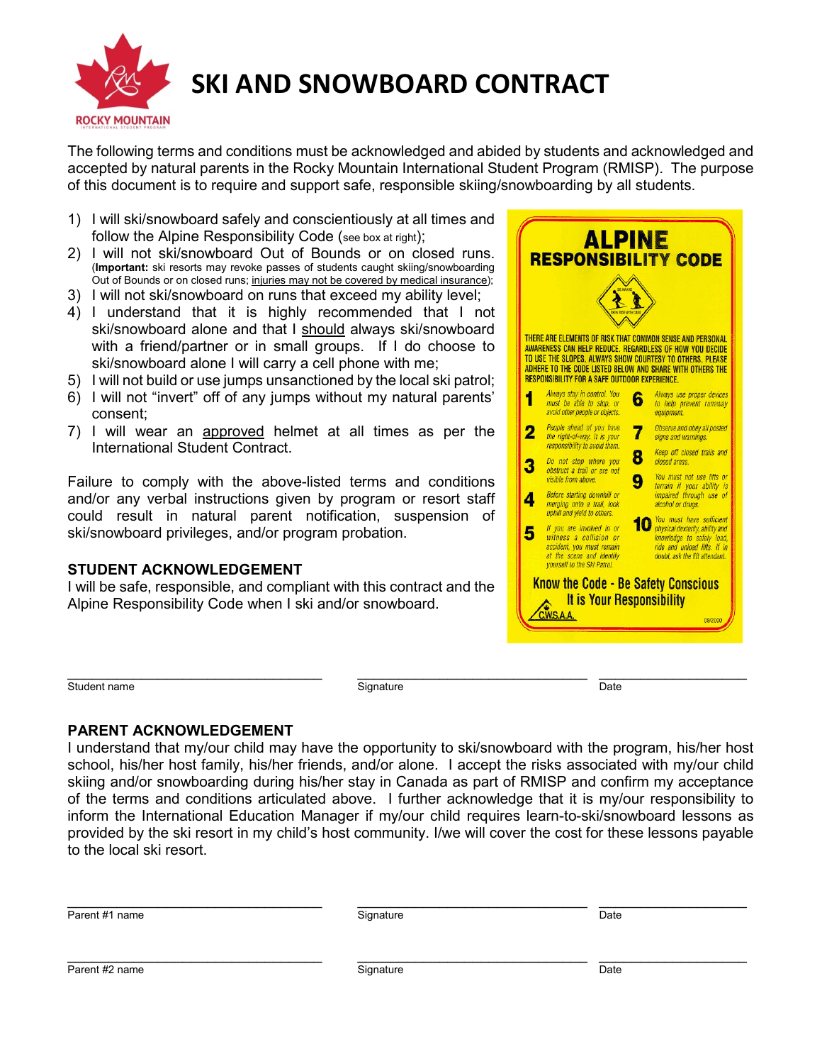ROCKY MOUNTAIN

INTERNATIONAL STUDENT PROGRAM

# SKI AND SNOWBOARD CONTRACT

The following terms and conditions must be acknowledged and abided by students and acknowledged and accepted by natural parents in the Rocky Mountain International Student Program (RMISP). The purpose of this document is to require and support safe, responsible skiing/snowboarding by all students.

1) I will ski/snowboard safely and conscientiously at all times and follow the Alpine Responsibility Code (see box at right);
2) I will not ski/snowboard Out of Bounds or on closed runs. (**Important:** ski resorts may revoke passes of students caught skiing/snowboarding Out of Bounds or on closed runs; <u>injuries may not be covered by medical insurance</u>);
3) I will not ski/snowboard on runs that exceed my ability level;
4) I understand that it is highly recommended that I not ski/snowboard alone and that I <u>should</u> always ski/snowboard with a friend/partner or in small groups. If I do choose to ski/snowboard alone I will carry a cell phone with me;
5) I will not build or use jumps unsanctioned by the local ski patrol;
6) I will not "invert" off of any jumps without my natural parents' consent;
7) I will wear an <u>approved</u> helmet at all times as per the International Student Contract.

Failure to comply with the above-listed terms and conditions and/or any verbal instructions given by program or resort staff could result in natural parent notification, suspension of ski/snowboard privileges, and/or program probation.

## ALPINE RESPONSIBILITY CODE

SKI AWARE — SKI & RIDE WITH CARE

THERE ARE ELEMENTS OF RISK THAT COMMON SENSE AND PERSONAL AWARENESS CAN HELP REDUCE. REGARDLESS OF HOW YOU DECIDE TO USE THE SLOPES, ALWAYS SHOW COURTESY TO OTHERS. PLEASE ADHERE TO THE CODE LISTED BELOW AND SHARE WITH OTHERS THE RESPONSIBILITY FOR A SAFE OUTDOOR EXPERIENCE.

1. Always stay in control. You must be able to stop, or avoid other people or objects.
2. People ahead of you have the right-of-way. It is your responsibility to avoid them.
3. Do not stop where you obstruct a trail or are not visible from above.
4. Before starting downhill or merging onto a trail, look uphill and yield to others.
5. If you are involved in or witness a collision or accident, you must remain at the scene and identify yourself to the Ski Patrol.
6. Always use proper devices to help prevent runaway equipment.
7. Observe and obey all posted signs and warnings.
8. Keep off closed trails and closed areas.
9. You must not use lifts or terrain if your ability is impaired through use of alcohol or drugs.
10. You must have sufficient physical dexterity, ability and knowledge to safely load, ride and unload lifts. If in doubt, ask the lift attendant.

Know the Code - Be Safety Conscious
It is Your Responsibility

C.W.S.A.A. 09/2000

### STUDENT ACKNOWLEDGEMENT

I will be safe, responsible, and compliant with this contract and the Alpine Responsibility Code when I ski and/or snowboard.

______________________ ______________________ ______________

Student name Signature Date

### PARENT ACKNOWLEDGEMENT

I understand that my/our child may have the opportunity to ski/snowboard with the program, his/her host school, his/her host family, his/her friends, and/or alone. I accept the risks associated with my/our child skiing and/or snowboarding during his/her stay in Canada as part of RMISP and confirm my acceptance of the terms and conditions articulated above. I further acknowledge that it is my/our responsibility to inform the International Education Manager if my/our child requires learn-to-ski/snowboard lessons as provided by the ski resort in my child's host community. I/we will cover the cost for these lessons payable to the local ski resort.

______________________ ______________________ ______________

Parent #1 name Signature Date

______________________ ______________________ ______________

Parent #2 name Signature Date